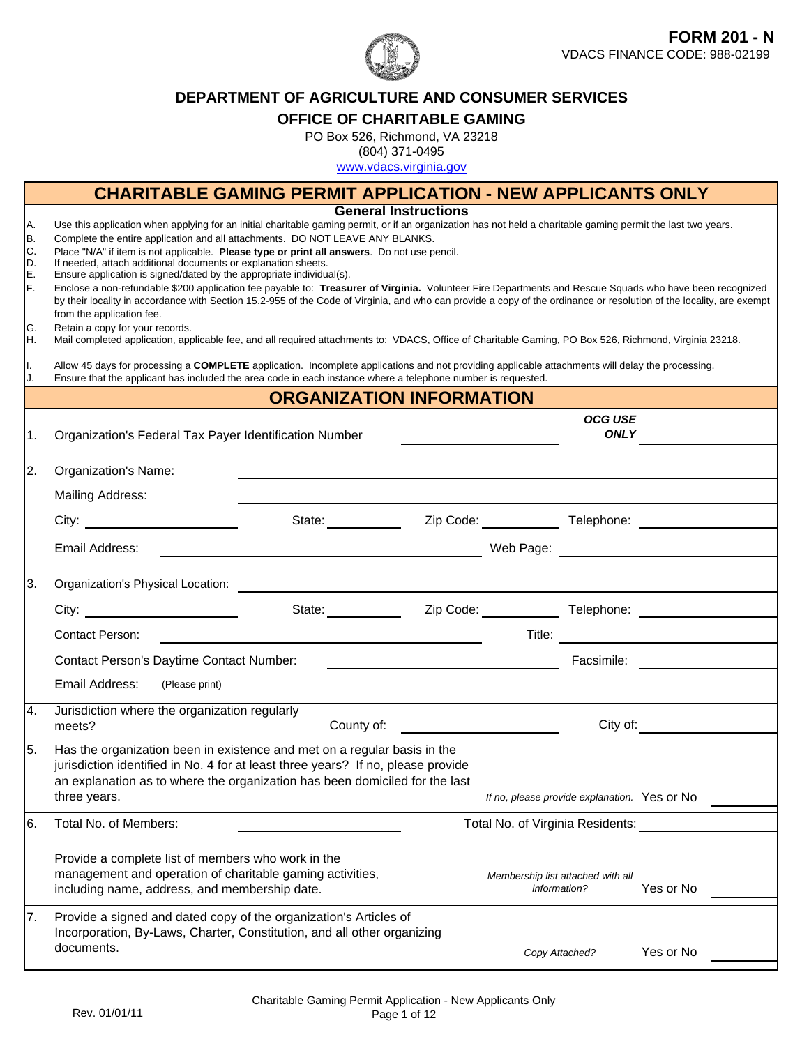**FORM 201 - N**
VDACS FINANCE CODE: 988-02199

# DEPARTMENT OF AGRICULTURE AND CONSUMER SERVICES

## OFFICE OF CHARITABLE GAMING

PO Box 526, Richmond, VA 23218
(804) 371-0495
www.vdacs.virginia.gov

## CHARITABLE GAMING PERMIT APPLICATION - NEW APPLICANTS ONLY

### General Instructions

A. Use this application when applying for an initial charitable gaming permit, or if an organization has not held a charitable gaming permit the last two years.
B. Complete the entire application and all attachments. DO NOT LEAVE ANY BLANKS.
C. Place "N/A" if item is not applicable. **Please type or print all answers**. Do not use pencil.
D. If needed, attach additional documents or explanation sheets.
E. Ensure application is signed/dated by the appropriate individual(s).
F. Enclose a non-refundable $200 application fee payable to: **Treasurer of Virginia.** Volunteer Fire Departments and Rescue Squads who have been recognized by their locality in accordance with Section 15.2-955 of the Code of Virginia, and who can provide a copy of the ordinance or resolution of the locality, are exempt from the application fee.
G. Retain a copy for your records.
H. Mail completed application, applicable fee, and all required attachments to: VDACS, Office of Charitable Gaming, PO Box 526, Richmond, Virginia 23218.
I. Allow 45 days for processing a **COMPLETE** application. Incomplete applications and not providing applicable attachments will delay the processing.
J. Ensure that the applicant has included the area code in each instance where a telephone number is requested.

## ORGANIZATION INFORMATION

1. Organization's Federal Tax Payer Identification Number \_\_\_\_\_\_\_\_\_\_ ***OCG USE ONLY*** \_\_\_\_\_\_\_\_\_\_

2. Organization's Name: \_\_\_\_\_\_\_\_\_\_
   Mailing Address: \_\_\_\_\_\_\_\_\_\_
   City: \_\_\_\_\_\_\_\_\_\_ State: \_\_\_\_\_\_\_\_\_\_ Zip Code: \_\_\_\_\_\_\_\_\_\_ Telephone: \_\_\_\_\_\_\_\_\_\_
   Email Address: \_\_\_\_\_\_\_\_\_\_ Web Page: \_\_\_\_\_\_\_\_\_\_

3. Organization's Physical Location: \_\_\_\_\_\_\_\_\_\_
   City: \_\_\_\_\_\_\_\_\_\_ State: \_\_\_\_\_\_\_\_\_\_ Zip Code: \_\_\_\_\_\_\_\_\_\_ Telephone: \_\_\_\_\_\_\_\_\_\_
   Contact Person: \_\_\_\_\_\_\_\_\_\_ Title: \_\_\_\_\_\_\_\_\_\_
   Contact Person's Daytime Contact Number: \_\_\_\_\_\_\_\_\_\_ Facsimile: \_\_\_\_\_\_\_\_\_\_
   Email Address: (Please print) \_\_\_\_\_\_\_\_\_\_

4. Jurisdiction where the organization regularly meets? County of: \_\_\_\_\_\_\_\_\_\_ City of: \_\_\_\_\_\_\_\_\_\_

5. Has the organization been in existence and met on a regular basis in the jurisdiction identified in No. 4 for at least three years? If no, please provide an explanation as to where the organization has been domiciled for the last three years.
   *If no, please provide explanation.* Yes or No \_\_\_\_\_\_\_\_\_\_

6. Total No. of Members: \_\_\_\_\_\_\_\_\_\_ Total No. of Virginia Residents: \_\_\_\_\_\_\_\_\_\_

   Provide a complete list of members who work in the management and operation of charitable gaming activities, including name, address, and membership date.
   *Membership list attached with all information?* Yes or No \_\_\_\_\_\_\_\_\_\_

7. Provide a signed and dated copy of the organization's Articles of Incorporation, By-Laws, Charter, Constitution, and all other organizing documents.
   *Copy Attached?* Yes or No \_\_\_\_\_\_\_\_\_\_

Rev. 01/01/11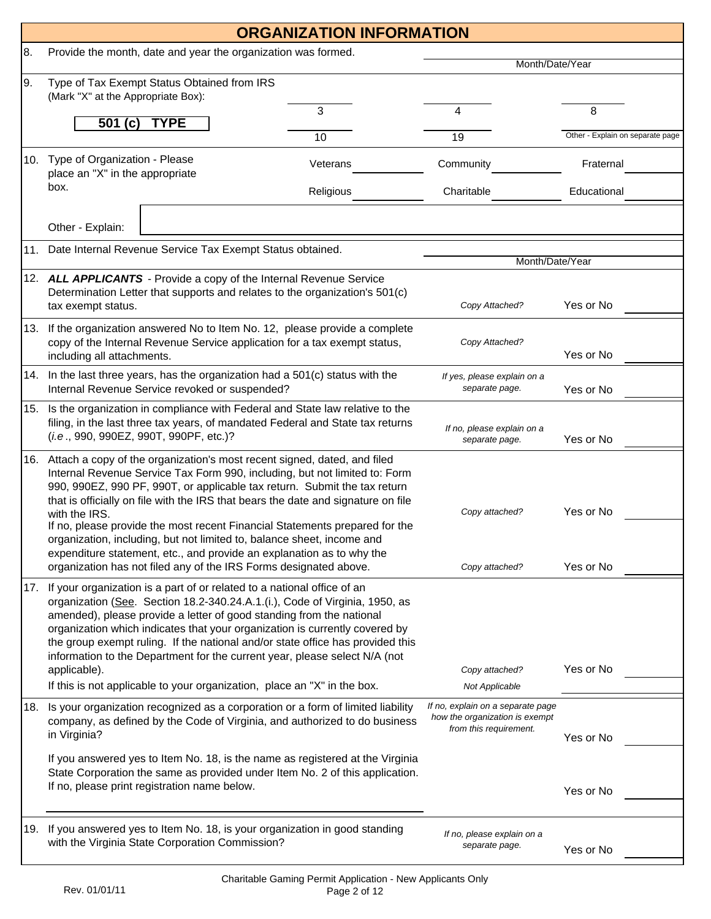## ORGANIZATION INFORMATION

8. Provide the month, date and year the organization was formed.

   ________ Month/Date/Year

9. Type of Tax Exempt Status Obtained from IRS (Mark "X" at the Appropriate Box):

| 501 (c) TYPE | | | |
|---|---|---|---|
| | ____ 3 | ____ 4 | ____ 8 |
| | ____ 10 | ____ 19 | ____ Other - Explain on separate page |

10. Type of Organization - Please place an "X" in the appropriate box.

| | | |
|---|---|---|
| Veterans ____ | Community ____ | Fraternal ____ |
| Religious ____ | Charitable ____ | Educational ____ |

   Other - Explain: ________

11. Date Internal Revenue Service Tax Exempt Status obtained.

   ________ Month/Date/Year

12. ***ALL APPLICANTS*** - Provide a copy of the Internal Revenue Service Determination Letter that supports and relates to the organization's 501(c) tax exempt status.

   *Copy Attached?* Yes or No ____

13. If the organization answered No to Item No. 12, please provide a complete copy of the Internal Revenue Service application for a tax exempt status, including all attachments.

   *Copy Attached?* Yes or No ____

14. In the last three years, has the organization had a 501(c) status with the Internal Revenue Service revoked or suspended?

   *If yes, please explain on a separate page.* Yes or No ____

15. Is the organization in compliance with Federal and State law relative to the filing, in the last three tax years, of mandated Federal and State tax returns (*i.e.*, 990, 990EZ, 990T, 990PF, etc.)?

   *If no, please explain on a separate page.* Yes or No ____

16. Attach a copy of the organization's most recent signed, dated, and filed Internal Revenue Service Tax Form 990, including, but not limited to: Form 990, 990EZ, 990 PF, 990T, or applicable tax return. Submit the tax return that is officially on file with the IRS that bears the date and signature on file with the IRS.

   *Copy attached?* Yes or No ____

   If no, please provide the most recent Financial Statements prepared for the organization, including, but not limited to, balance sheet, income and expenditure statement, etc., and provide an explanation as to why the organization has not filed any of the IRS Forms designated above.

   *Copy attached?* Yes or No ____

17. If your organization is a part of or related to a national office of an organization (See. Section 18.2-340.24.A.1.(i.), Code of Virginia, 1950, as amended), please provide a letter of good standing from the national organization which indicates that your organization is currently covered by the group exempt ruling. If the national and/or state office has provided this information to the Department for the current year, please select N/A (not applicable).

   *Copy attached?* Yes or No ____

   If this is not applicable to your organization, place an "X" in the box.

   *Not Applicable* ____

18. Is your organization recognized as a corporation or a form of limited liability company, as defined by the Code of Virginia, and authorized to do business in Virginia?

   *If no, explain on a separate page how the organization is exempt from this requirement.* Yes or No ____

   If you answered yes to Item No. 18, is the name as registered at the Virginia State Corporation the same as provided under Item No. 2 of this application. If no, please print registration name below.

   Yes or No ____

   ________

19. If you answered yes to Item No. 18, is your organization in good standing with the Virginia State Corporation Commission?

   *If no, please explain on a separate page.* Yes or No ____

Charitable Gaming Permit Application - New Applicants Only

Rev. 01/01/11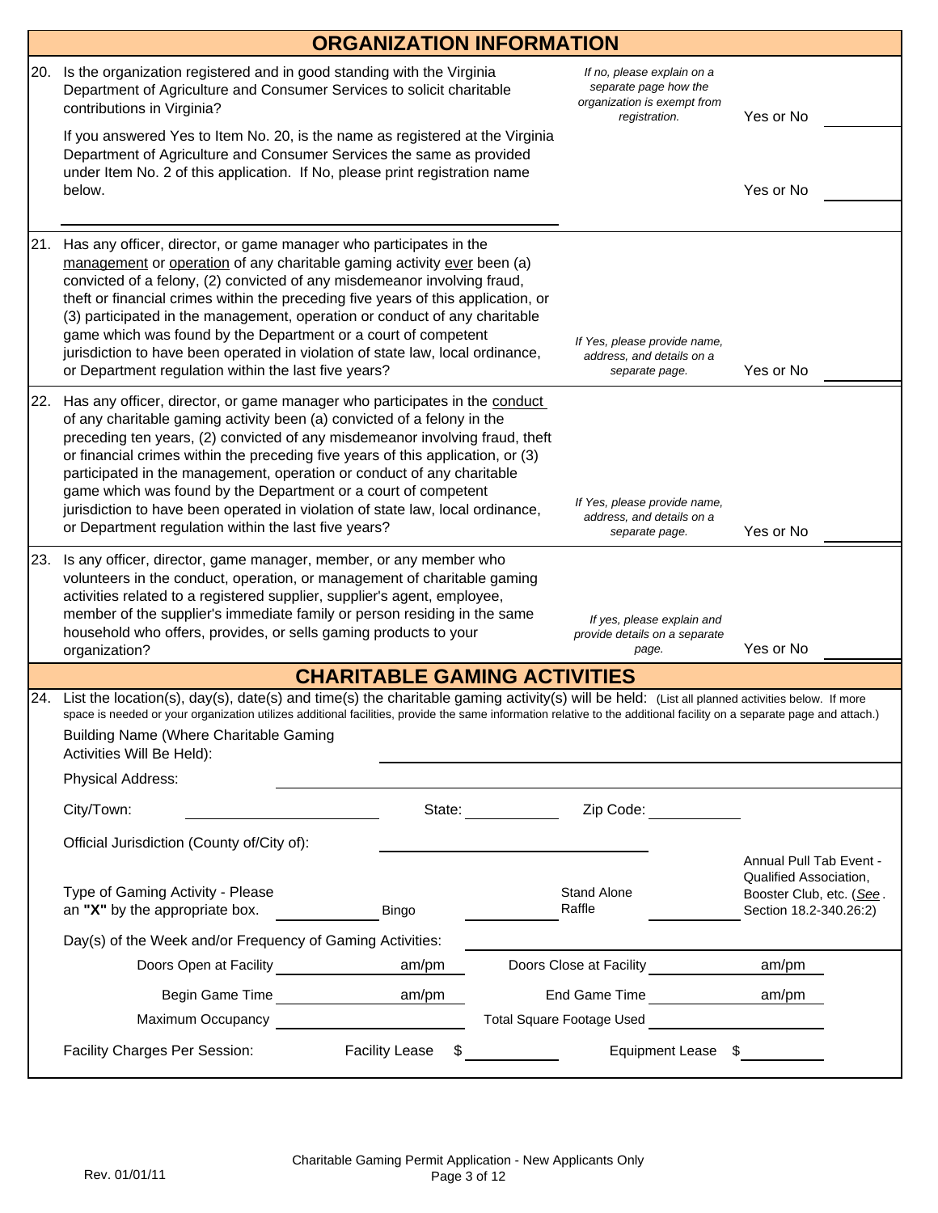## ORGANIZATION INFORMATION

20. Is the organization registered and in good standing with the Virginia Department of Agriculture and Consumer Services to solicit charitable contributions in Virginia?

*If no, please explain on a separate page how the organization is exempt from registration.* Yes or No ________

If you answered Yes to Item No. 20, is the name as registered at the Virginia Department of Agriculture and Consumer Services the same as provided under Item No. 2 of this application. If No, please print registration name below. Yes or No ________

________________________________________

21. Has any officer, director, or game manager who participates in the management or operation of any charitable gaming activity ever been (a) convicted of a felony, (2) convicted of any misdemeanor involving fraud, theft or financial crimes within the preceding five years of this application, or (3) participated in the management, operation or conduct of any charitable game which was found by the Department or a court of competent jurisdiction to have been operated in violation of state law, local ordinance, or Department regulation within the last five years?

*If Yes, please provide name, address, and details on a separate page.* Yes or No ________

22. Has any officer, director, or game manager who participates in the conduct of any charitable gaming activity been (a) convicted of a felony in the preceding ten years, (2) convicted of any misdemeanor involving fraud, theft or financial crimes within the preceding five years of this application, or (3) participated in the management, operation or conduct of any charitable game which was found by the Department or a court of competent jurisdiction to have been operated in violation of state law, local ordinance, or Department regulation within the last five years?

*If Yes, please provide name, address, and details on a separate page.* Yes or No ________

23. Is any officer, director, game manager, member, or any member who volunteers in the conduct, operation, or management of charitable gaming activities related to a registered supplier, supplier's agent, employee, member of the supplier's immediate family or person residing in the same household who offers, provides, or sells gaming products to your organization?

*If yes, please explain and provide details on a separate page.* Yes or No ________

## CHARITABLE GAMING ACTIVITIES

24. List the location(s), day(s), date(s) and time(s) the charitable gaming activity(s) will be held: (List all planned activities below. If more space is needed or your organization utilizes additional facilities, provide the same information relative to the additional facility on a separate page and attach.)

Building Name (Where Charitable Gaming Activities Will Be Held): ________________________

Physical Address: ________________________

City/Town: ____________ State: ________ Zip Code: ________

Official Jurisdiction (County of/City of): ________________________

Type of Gaming Activity - Please an **"X"** by the appropriate box. ______ Bingo ______ Stand Alone Raffle ______ Annual Pull Tab Event - Qualified Association, Booster Club, etc. (*See*. Section 18.2-340.26:2)

Day(s) of the Week and/or Frequency of Gaming Activities: ________________________

Doors Open at Facility ________ am/pm Doors Close at Facility ________ am/pm

Begin Game Time ________ am/pm End Game Time ________ am/pm

Maximum Occupancy ________ Total Square Footage Used ________

Facility Charges Per Session: Facility Lease $ ________ Equipment Lease $ ________

Rev. 01/01/11

Charitable Gaming Permit Application - New Applicants Only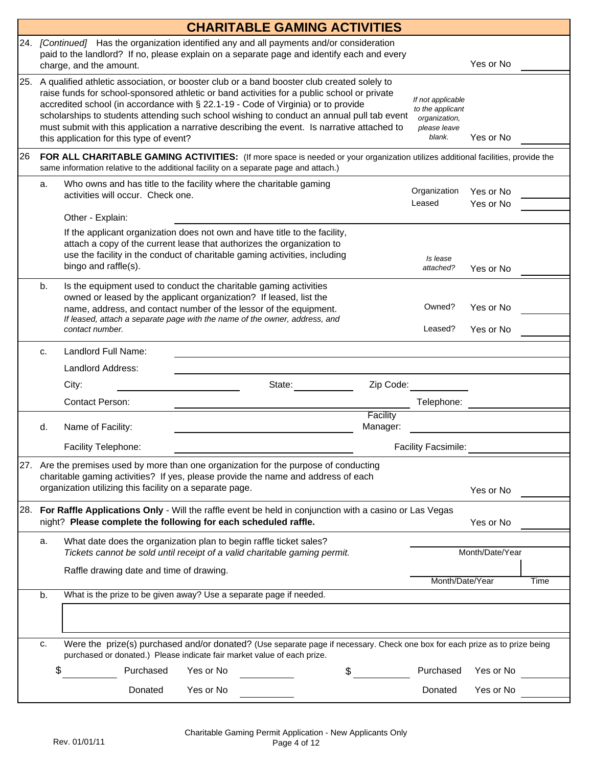## CHARITABLE GAMING ACTIVITIES

24. *[Continued]* Has the organization identified any and all payments and/or consideration paid to the landlord? If no, please explain on a separate page and identify each and every charge, and the amount. Yes or No ______

25. A qualified athletic association, or booster club or a band booster club created solely to raise funds for school-sponsored athletic or band activities for a public school or private accredited school (in accordance with § 22.1-19 - Code of Virginia) or to provide scholarships to students attending such school wishing to conduct an annual pull tab event must submit with this application a narrative describing the event. Is narrative attached to this application for this type of event? *If not applicable to the applicant organization, please leave blank.* Yes or No ______

26 **FOR ALL CHARITABLE GAMING ACTIVITIES:** (If more space is needed or your organization utilizes additional facilities, provide the same information relative to the additional facility on a separate page and attach.)

a. Who owns and has title to the facility where the charitable gaming activities will occur. Check one.
   Organization Yes or No ______
   Leased Yes or No ______

   Other - Explain: ______

   If the applicant organization does not own and have title to the facility, attach a copy of the current lease that authorizes the organization to use the facility in the conduct of charitable gaming activities, including bingo and raffle(s). *Is lease attached?* Yes or No ______

b. Is the equipment used to conduct the charitable gaming activities owned or leased by the applicant organization? If leased, list the name, address, and contact number of the lessor of the equipment. *If leased, attach a separate page with the name of the owner, address, and contact number.*
   Owned? Yes or No ______
   Leased? Yes or No ______

c. Landlord Full Name: ______
   Landlord Address: ______
   City: ______ State: ______ Zip Code: ______
   Contact Person: ______ Telephone: ______

d. Name of Facility: ______ Facility Manager: ______
   Facility Telephone: ______ Facility Facsimile: ______

27. Are the premises used by more than one organization for the purpose of conducting charitable gaming activities? If yes, please provide the name and address of each organization utilizing this facility on a separate page. Yes or No ______

28. **For Raffle Applications Only** - Will the raffle event be held in conjunction with a casino or Las Vegas night? **Please complete the following for each scheduled raffle.** Yes or No ______

a. What date does the organization plan to begin raffle ticket sales? *Tickets cannot be sold until receipt of a valid charitable gaming permit.* ______ Month/Date/Year

   Raffle drawing date and time of drawing. ______ Month/Date/Year ______ Time

b. What is the prize to be given away? Use a separate page if needed.

   ______

c. Were the prize(s) purchased and/or donated? (Use separate page if necessary. Check one box for each prize as to prize being purchased or donated.) Please indicate fair market value of each prize.

   $ ______ Purchased Yes or No ______ $ ______ Purchased Yes or No ______
   Donated Yes or No ______ Donated Yes or No ______

Rev. 01/01/11

Charitable Gaming Permit Application - New Applicants Only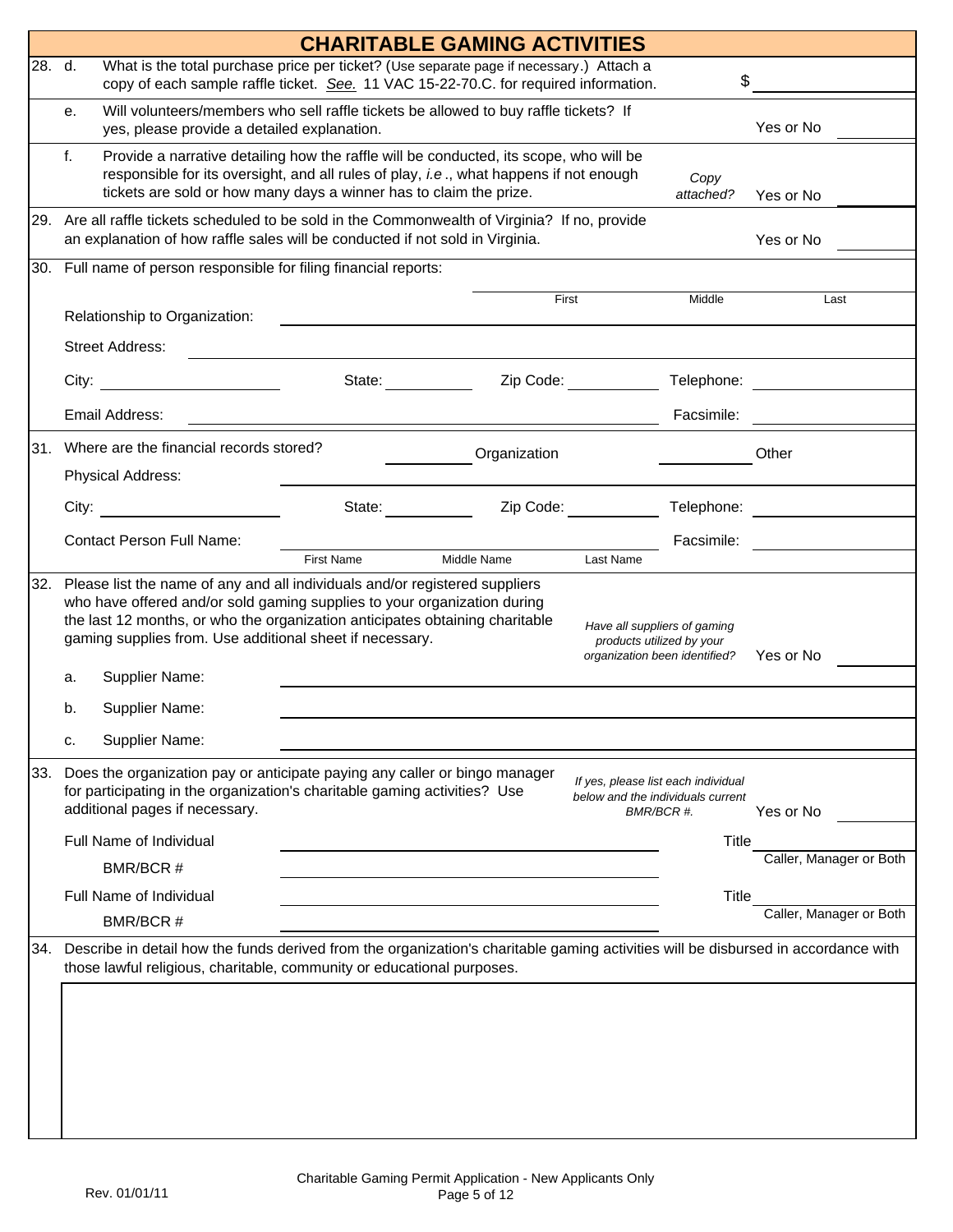## CHARITABLE GAMING ACTIVITIES

28. d. What is the total purchase price per ticket? (Use separate page if necessary.) Attach a copy of each sample raffle ticket. *See.* 11 VAC 15-22-70.C. for required information. $ ________

e. Will volunteers/members who sell raffle tickets be allowed to buy raffle tickets? If yes, please provide a detailed explanation. Yes or No ________

f. Provide a narrative detailing how the raffle will be conducted, its scope, who will be responsible for its oversight, and all rules of play, *i.e*., what happens if not enough tickets are sold or how many days a winner has to claim the prize. *Copy attached?* Yes or No ________

29. Are all raffle tickets scheduled to be sold in the Commonwealth of Virginia? If no, provide an explanation of how raffle sales will be conducted if not sold in Virginia. Yes or No ________

30. Full name of person responsible for filing financial reports:

| First | Middle | Last |
|---|---|---|
| | | |

Relationship to Organization: ________

Street Address: ________

City: ________ State: ________ Zip Code: ________ Telephone: ________

Email Address: ________ Facsimile: ________

31. Where are the financial records stored? ________ Organization ________ Other

Physical Address: ________

City: ________ State: ________ Zip Code: ________ Telephone: ________

Contact Person Full Name: ________ (First Name) ________ (Middle Name) ________ (Last Name) Facsimile: ________

32. Please list the name of any and all individuals and/or registered suppliers who have offered and/or sold gaming supplies to your organization during the last 12 months, or who the organization anticipates obtaining charitable gaming supplies from. Use additional sheet if necessary. *Have all suppliers of gaming products utilized by your organization been identified?* Yes or No ________

a. Supplier Name: ________

b. Supplier Name: ________

c. Supplier Name: ________

33. Does the organization pay or anticipate paying any caller or bingo manager for participating in the organization's charitable gaming activities? Use additional pages if necessary. *If yes, please list each individual below and the individuals current BMR/BCR #.* Yes or No ________

Full Name of Individual ________ Title ________ (Caller, Manager or Both)

BMR/BCR # ________

Full Name of Individual ________ Title ________ (Caller, Manager or Both)

BMR/BCR # ________

34. Describe in detail how the funds derived from the organization's charitable gaming activities will be disbursed in accordance with those lawful religious, charitable, community or educational purposes.

Rev. 01/01/11

Charitable Gaming Permit Application - New Applicants Only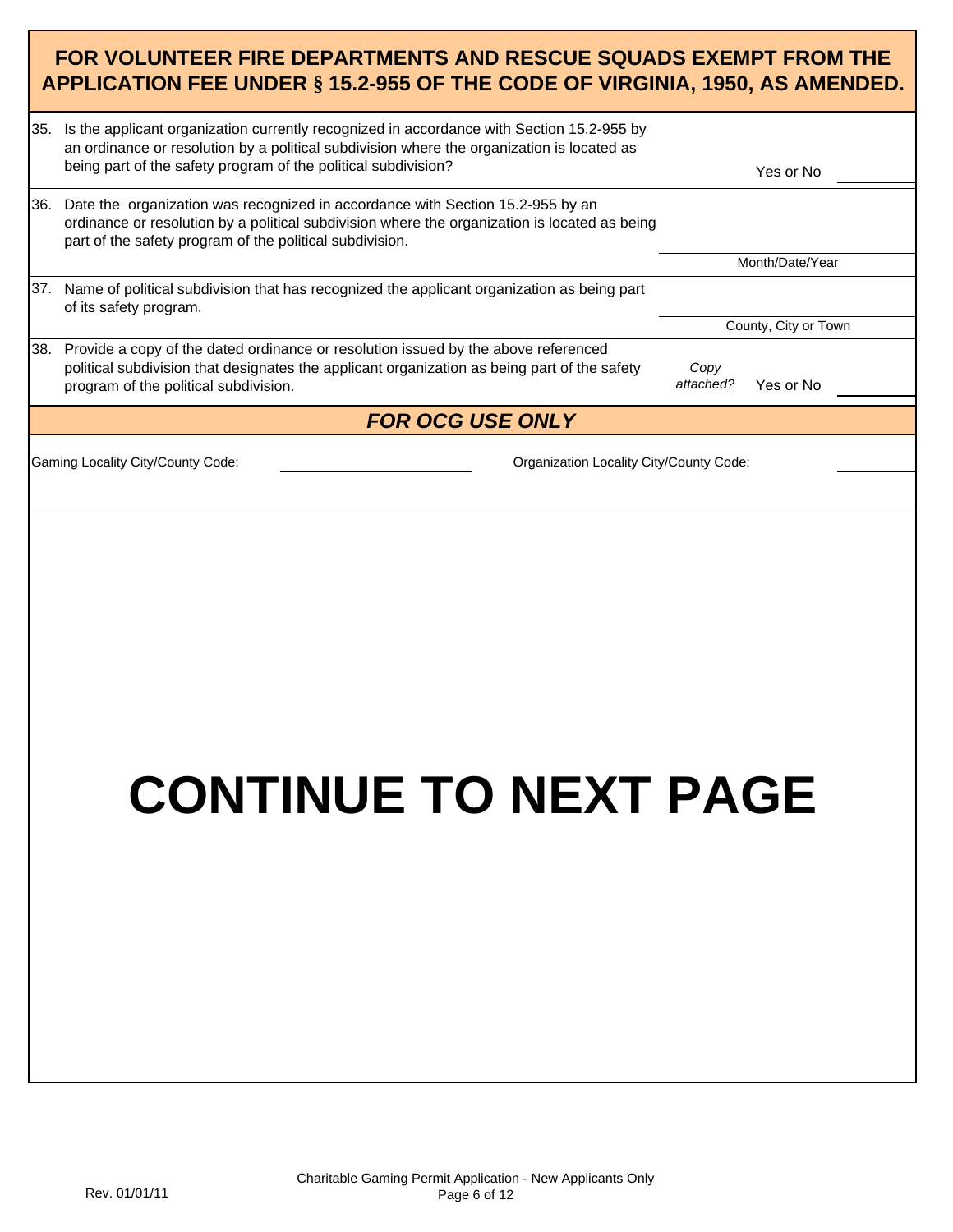## FOR VOLUNTEER FIRE DEPARTMENTS AND RESCUE SQUADS EXEMPT FROM THE APPLICATION FEE UNDER § 15.2-955 OF THE CODE OF VIRGINIA, 1950, AS AMENDED.

| | | |
|---|---|---|
| 35. | Is the applicant organization currently recognized in accordance with Section 15.2-955 by an ordinance or resolution by a political subdivision where the organization is located as being part of the safety program of the political subdivision? | Yes or No ________ |
| 36. | Date the organization was recognized in accordance with Section 15.2-955 by an ordinance or resolution by a political subdivision where the organization is located as being part of the safety program of the political subdivision. | ________ Month/Date/Year |
| 37. | Name of political subdivision that has recognized the applicant organization as being part of its safety program. | ________ County, City or Town |
| 38. | Provide a copy of the dated ordinance or resolution issued by the above referenced political subdivision that designates the applicant organization as being part of the safety program of the political subdivision. | *Copy attached?* Yes or No ________ |

### *FOR OCG USE ONLY*

Gaming Locality City/County Code: ____________________ Organization Locality City/County Code: ________

# CONTINUE TO NEXT PAGE

Rev. 01/01/11

Charitable Gaming Permit Application - New Applicants Only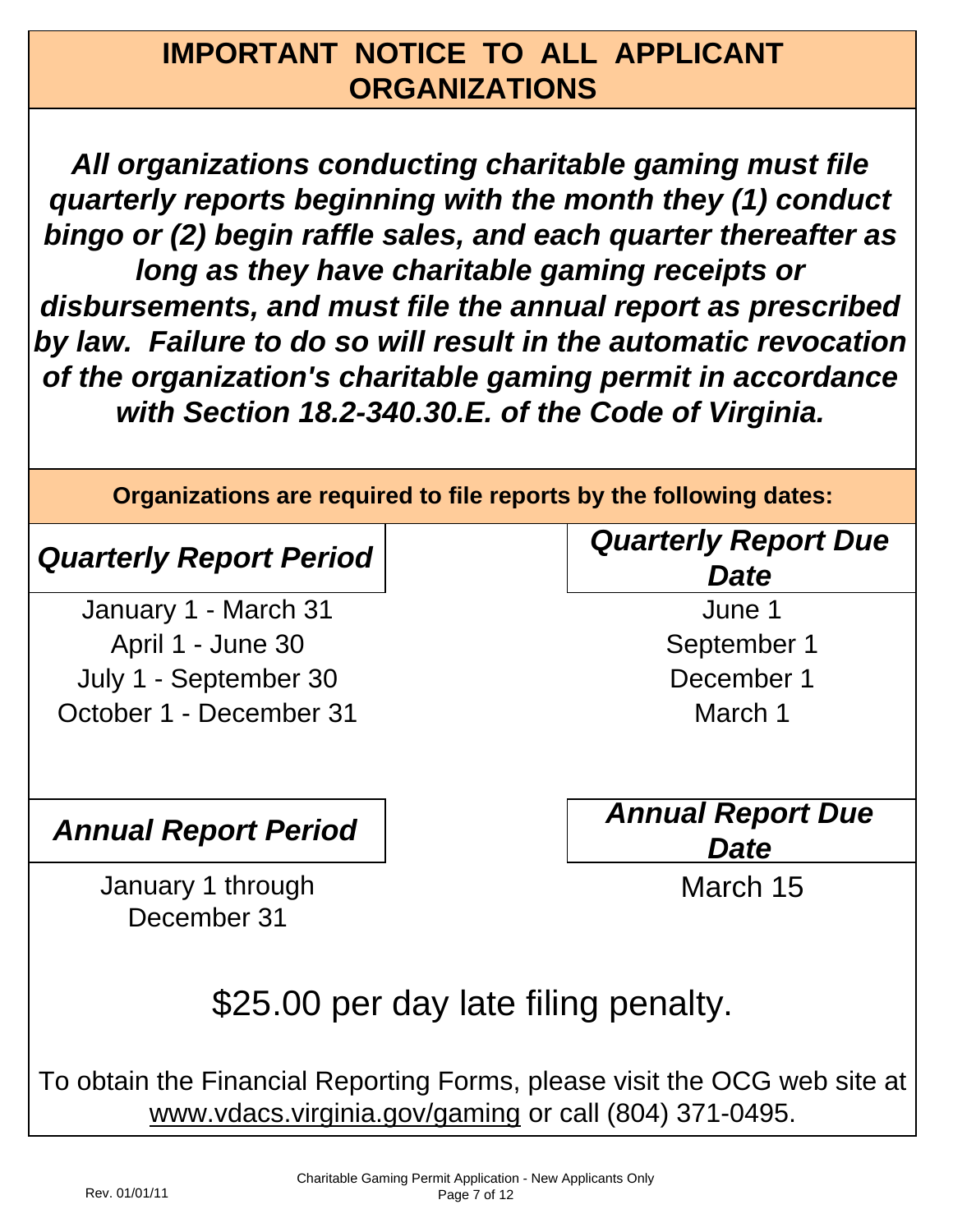# IMPORTANT NOTICE TO ALL APPLICANT ORGANIZATIONS

***All organizations conducting charitable gaming must file quarterly reports beginning with the month they (1) conduct bingo or (2) begin raffle sales, and each quarter thereafter as long as they have charitable gaming receipts or disbursements, and must file the annual report as prescribed by law. Failure to do so will result in the automatic revocation of the organization's charitable gaming permit in accordance with Section 18.2-340.30.E. of the Code of Virginia.***

**Organizations are required to file reports by the following dates:**

| *Quarterly Report Period* | *Quarterly Report Due Date* |
|---|---|
| January 1 - March 31 | June 1 |
| April 1 - June 30 | September 1 |
| July 1 - September 30 | December 1 |
| October 1 - December 31 | March 1 |

| *Annual Report Period* | *Annual Report Due Date* |
|---|---|
| January 1 through December 31 | March 15 |

## $25.00 per day late filing penalty.

To obtain the Financial Reporting Forms, please visit the OCG web site at www.vdacs.virginia.gov/gaming or call (804) 371-0495.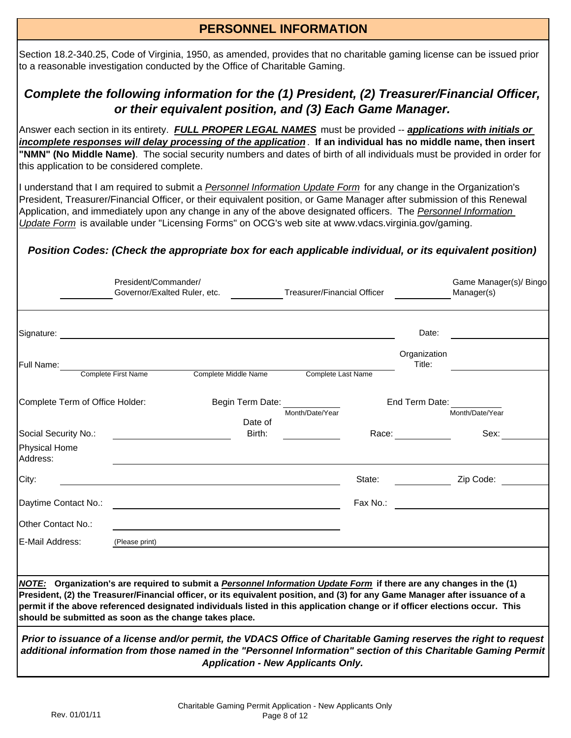## PERSONNEL INFORMATION

Section 18.2-340.25, Code of Virginia, 1950, as amended, provides that no charitable gaming license can be issued prior to a reasonable investigation conducted by the Office of Charitable Gaming.

### *Complete the following information for the (1) President, (2) Treasurer/Financial Officer, or their equivalent position, and (3) Each Game Manager.*

Answer each section in its entirety. ***FULL PROPER LEGAL NAMES*** must be provided -- ***applications with initials or incomplete responses will delay processing of the application***. **If an individual has no middle name, then insert "NMN" (No Middle Name)**. The social security numbers and dates of birth of all individuals must be provided in order for this application to be considered complete.

I understand that I am required to submit a *Personnel Information Update Form* for any change in the Organization's President, Treasurer/Financial Officer, or their equivalent position, or Game Manager after submission of this Renewal Application, and immediately upon any change in any of the above designated officers. The *Personnel Information Update Form* is available under "Licensing Forms" on OCG's web site at www.vdacs.virginia.gov/gaming.

***Position Codes: (Check the appropriate box for each applicable individual, or its equivalent position)***

_____ President/Commander/ Governor/Exalted Ruler, etc. _____ Treasurer/Financial Officer _____ Game Manager(s)/ Bingo Manager(s)

Signature: ______________________________ Date: ______________

Full Name: ______________ ______________ ______________ Organization Title: ______________
Complete First Name — Complete Middle Name — Complete Last Name

Complete Term of Office Holder: Begin Term Date: ______________ (Month/Date/Year) End Term Date: ______________ (Month/Date/Year)

Social Security No.: ______________ Date of Birth: ______________ Race: __________ Sex: __________

Physical Home Address: ______________________________

City: ______________ State: __________ Zip Code: __________

Daytime Contact No.: ______________ Fax No.: ______________

Other Contact No.: ______________

E-Mail Address: (Please print) ______________________________

***NOTE:*** **Organization's are required to submit a *Personnel Information Update Form* if there are any changes in the (1) President, (2) the Treasurer/Financial officer, or its equivalent position, and (3) for any Game Manager after issuance of a permit if the above referenced designated individuals listed in this application change or if officer elections occur. This should be submitted as soon as the change takes place.**

***Prior to issuance of a license and/or permit, the VDACS Office of Charitable Gaming reserves the right to request additional information from those named in the "Personnel Information" section of this Charitable Gaming Permit Application - New Applicants Only.***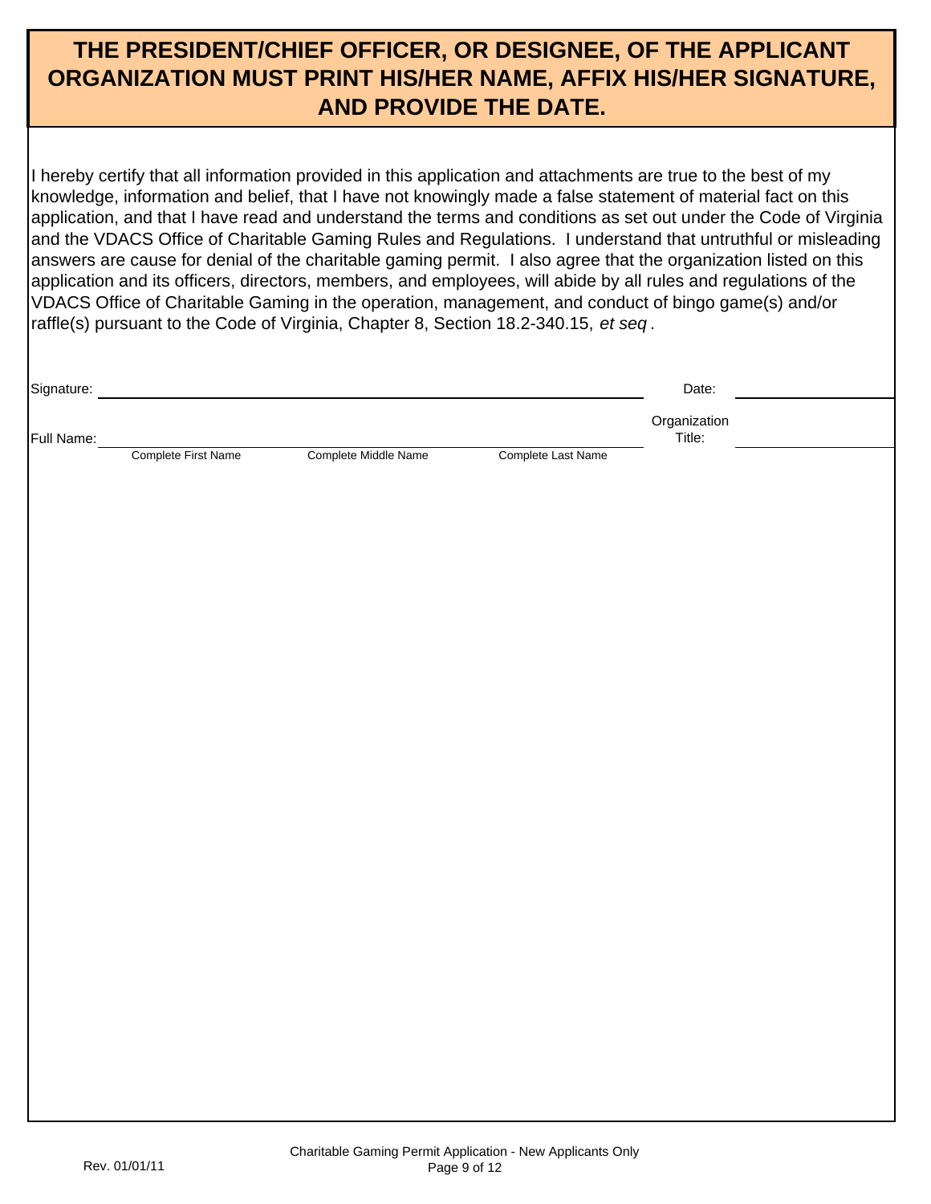## THE PRESIDENT/CHIEF OFFICER, OR DESIGNEE, OF THE APPLICANT ORGANIZATION MUST PRINT HIS/HER NAME, AFFIX HIS/HER SIGNATURE, AND PROVIDE THE DATE.

I hereby certify that all information provided in this application and attachments are true to the best of my knowledge, information and belief, that I have not knowingly made a false statement of material fact on this application, and that I have read and understand the terms and conditions as set out under the Code of Virginia and the VDACS Office of Charitable Gaming Rules and Regulations. I understand that untruthful or misleading answers are cause for denial of the charitable gaming permit. I also agree that the organization listed on this application and its officers, directors, members, and employees, will abide by all rules and regulations of the VDACS Office of Charitable Gaming in the operation, management, and conduct of bingo game(s) and/or raffle(s) pursuant to the Code of Virginia, Chapter 8, Section 18.2-340.15, *et seq*.

Signature: ______________________________________________ Date: ______________

Full Name: ______________________________________________ Organization Title: ______________

Complete First Name | Complete Middle Name | Complete Last Name

Rev. 01/01/11

Charitable Gaming Permit Application - New Applicants Only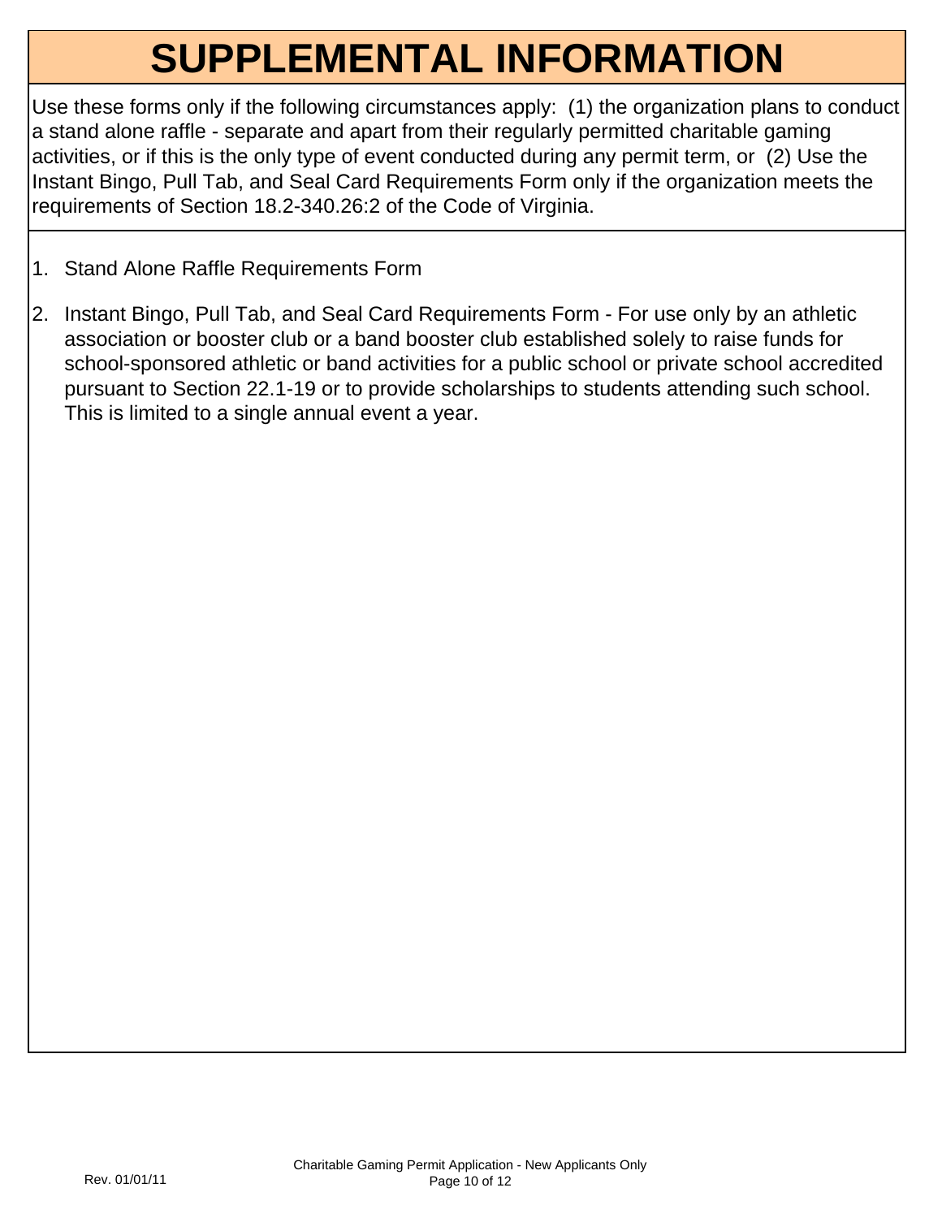# SUPPLEMENTAL INFORMATION

Use these forms only if the following circumstances apply: (1) the organization plans to conduct a stand alone raffle - separate and apart from their regularly permitted charitable gaming activities, or if this is the only type of event conducted during any permit term, or (2) Use the Instant Bingo, Pull Tab, and Seal Card Requirements Form only if the organization meets the requirements of Section 18.2-340.26:2 of the Code of Virginia.

1. Stand Alone Raffle Requirements Form
2. Instant Bingo, Pull Tab, and Seal Card Requirements Form - For use only by an athletic association or booster club or a band booster club established solely to raise funds for school-sponsored athletic or band activities for a public school or private school accredited pursuant to Section 22.1-19 or to provide scholarships to students attending such school. This is limited to a single annual event a year.

Rev. 01/01/11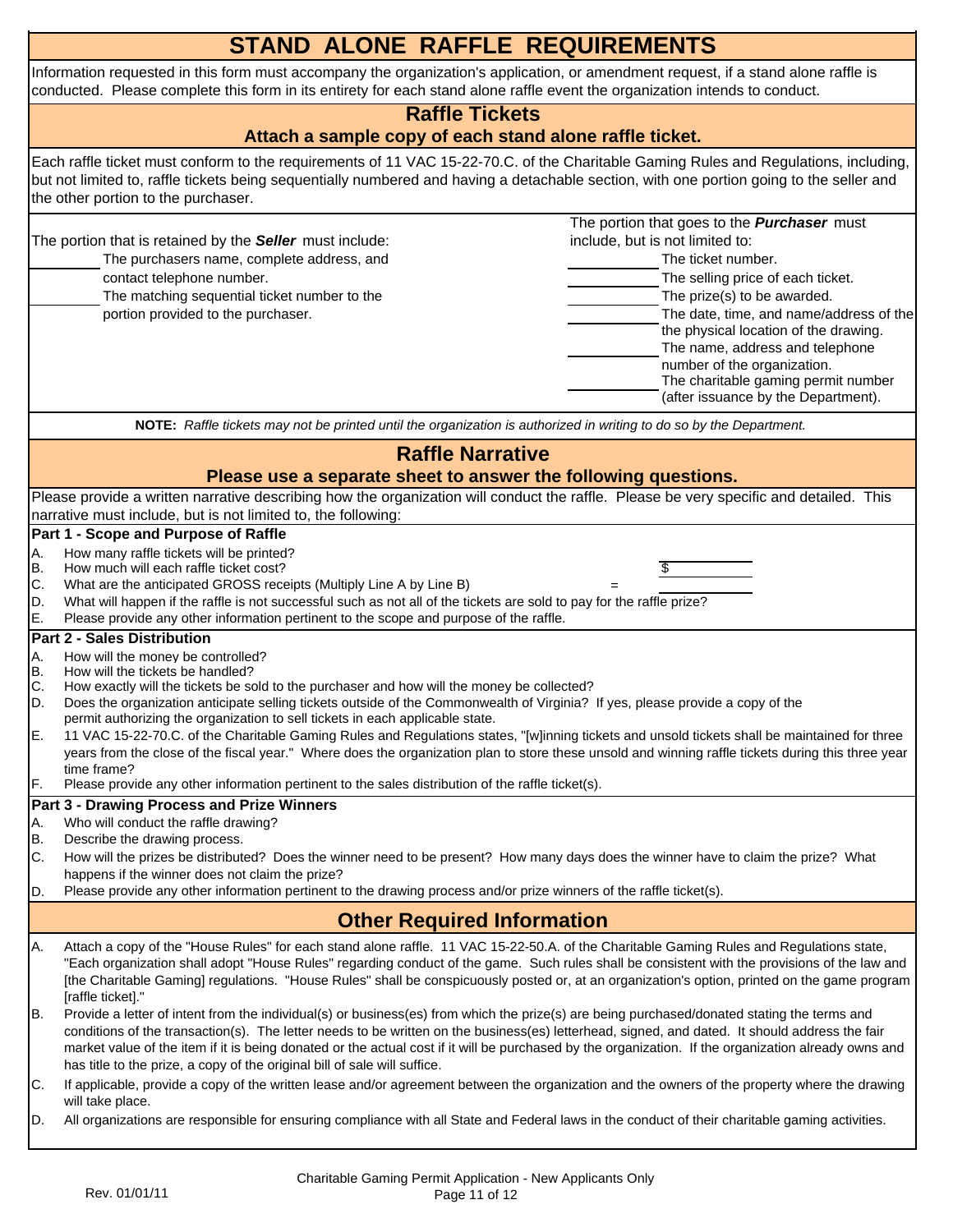# STAND ALONE RAFFLE REQUIREMENTS

Information requested in this form must accompany the organization's application, or amendment request, if a stand alone raffle is conducted. Please complete this form in its entirety for each stand alone raffle event the organization intends to conduct.

## Raffle Tickets

### Attach a sample copy of each stand alone raffle ticket.

Each raffle ticket must conform to the requirements of 11 VAC 15-22-70.C. of the Charitable Gaming Rules and Regulations, including, but not limited to, raffle tickets being sequentially numbered and having a detachable section, with one portion going to the seller and the other portion to the purchaser.

The portion that is retained by the ***Seller*** must include:

- ________ The purchasers name, complete address, and contact telephone number.
- ________ The matching sequential ticket number to the portion provided to the purchaser.

The portion that goes to the ***Purchaser*** must include, but is not limited to:

- ________ The ticket number.
- ________ The selling price of each ticket.
- ________ The prize(s) to be awarded.
- ________ The date, time, and name/address of the the physical location of the drawing.
- ________ The name, address and telephone number of the organization.
- ________ The charitable gaming permit number (after issuance by the Department).

**NOTE:** *Raffle tickets may not be printed until the organization is authorized in writing to do so by the Department.*

## Raffle Narrative

### Please use a separate sheet to answer the following questions.

Please provide a written narrative describing how the organization will conduct the raffle. Please be very specific and detailed. This narrative must include, but is not limited to, the following:

**Part 1 - Scope and Purpose of Raffle**

A. How many raffle tickets will be printed?

B. How much will each raffle ticket cost? $________

C. What are the anticipated GROSS receipts (Multiply Line A by Line B) = ________

D. What will happen if the raffle is not successful such as not all of the tickets are sold to pay for the raffle prize?

E. Please provide any other information pertinent to the scope and purpose of the raffle.

**Part 2 - Sales Distribution**

A. How will the money be controlled?

B. How will the tickets be handled?

C. How exactly will the tickets be sold to the purchaser and how will the money be collected?

D. Does the organization anticipate selling tickets outside of the Commonwealth of Virginia? If yes, please provide a copy of the permit authorizing the organization to sell tickets in each applicable state.

E. 11 VAC 15-22-70.C. of the Charitable Gaming Rules and Regulations states, "[w]inning tickets and unsold tickets shall be maintained for three years from the close of the fiscal year." Where does the organization plan to store these unsold and winning raffle tickets during this three year time frame?

F. Please provide any other information pertinent to the sales distribution of the raffle ticket(s).

**Part 3 - Drawing Process and Prize Winners**

A. Who will conduct the raffle drawing?

B. Describe the drawing process.

C. How will the prizes be distributed? Does the winner need to be present? How many days does the winner have to claim the prize? What happens if the winner does not claim the prize?

D. Please provide any other information pertinent to the drawing process and/or prize winners of the raffle ticket(s).

## Other Required Information

A. Attach a copy of the "House Rules" for each stand alone raffle. 11 VAC 15-22-50.A. of the Charitable Gaming Rules and Regulations state, "Each organization shall adopt "House Rules" regarding conduct of the game. Such rules shall be consistent with the provisions of the law and [the Charitable Gaming] regulations. "House Rules" shall be conspicuously posted or, at an organization's option, printed on the game program [raffle ticket]."

B. Provide a letter of intent from the individual(s) or business(es) from which the prize(s) are being purchased/donated stating the terms and conditions of the transaction(s). The letter needs to be written on the business(es) letterhead, signed, and dated. It should address the fair market value of the item if it is being donated or the actual cost if it will be purchased by the organization. If the organization already owns and has title to the prize, a copy of the original bill of sale will suffice.

C. If applicable, provide a copy of the written lease and/or agreement between the organization and the owners of the property where the drawing will take place.

D. All organizations are responsible for ensuring compliance with all State and Federal laws in the conduct of their charitable gaming activities.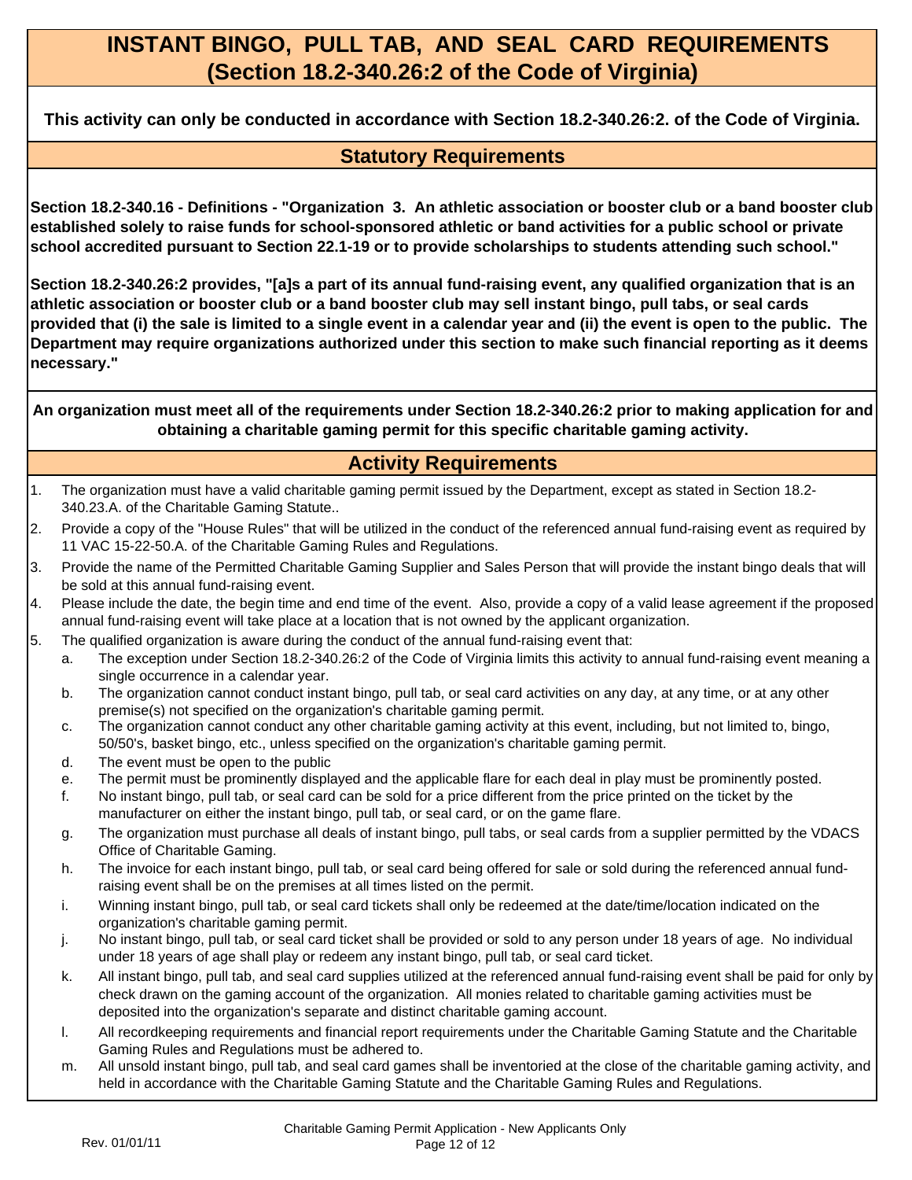# INSTANT BINGO, PULL TAB, AND SEAL CARD REQUIREMENTS (Section 18.2-340.26:2 of the Code of Virginia)

**This activity can only be conducted in accordance with Section 18.2-340.26:2. of the Code of Virginia.**

## Statutory Requirements

**Section 18.2-340.16 - Definitions - "Organization 3. An athletic association or booster club or a band booster club established solely to raise funds for school-sponsored athletic or band activities for a public school or private school accredited pursuant to Section 22.1-19 or to provide scholarships to students attending such school."**

**Section 18.2-340.26:2 provides, "[a]s a part of its annual fund-raising event, any qualified organization that is an athletic association or booster club or a band booster club may sell instant bingo, pull tabs, or seal cards provided that (i) the sale is limited to a single event in a calendar year and (ii) the event is open to the public. The Department may require organizations authorized under this section to make such financial reporting as it deems necessary."**

**An organization must meet all of the requirements under Section 18.2-340.26:2 prior to making application for and obtaining a charitable gaming permit for this specific charitable gaming activity.**

## Activity Requirements

1. The organization must have a valid charitable gaming permit issued by the Department, except as stated in Section 18.2-340.23.A. of the Charitable Gaming Statute..
2. Provide a copy of the "House Rules" that will be utilized in the conduct of the referenced annual fund-raising event as required by 11 VAC 15-22-50.A. of the Charitable Gaming Rules and Regulations.
3. Provide the name of the Permitted Charitable Gaming Supplier and Sales Person that will provide the instant bingo deals that will be sold at this annual fund-raising event.
4. Please include the date, the begin time and end time of the event. Also, provide a copy of a valid lease agreement if the proposed annual fund-raising event will take place at a location that is not owned by the applicant organization.
5. The qualified organization is aware during the conduct of the annual fund-raising event that:
   a. The exception under Section 18.2-340.26:2 of the Code of Virginia limits this activity to annual fund-raising event meaning a single occurrence in a calendar year.
   b. The organization cannot conduct instant bingo, pull tab, or seal card activities on any day, at any time, or at any other premise(s) not specified on the organization's charitable gaming permit.
   c. The organization cannot conduct any other charitable gaming activity at this event, including, but not limited to, bingo, 50/50's, basket bingo, etc., unless specified on the organization's charitable gaming permit.
   d. The event must be open to the public
   e. The permit must be prominently displayed and the applicable flare for each deal in play must be prominently posted.
   f. No instant bingo, pull tab, or seal card can be sold for a price different from the price printed on the ticket by the manufacturer on either the instant bingo, pull tab, or seal card, or on the game flare.
   g. The organization must purchase all deals of instant bingo, pull tabs, or seal cards from a supplier permitted by the VDACS Office of Charitable Gaming.
   h. The invoice for each instant bingo, pull tab, or seal card being offered for sale or sold during the referenced annual fund-raising event shall be on the premises at all times listed on the permit.
   i. Winning instant bingo, pull tab, or seal card tickets shall only be redeemed at the date/time/location indicated on the organization's charitable gaming permit.
   j. No instant bingo, pull tab, or seal card ticket shall be provided or sold to any person under 18 years of age. No individual under 18 years of age shall play or redeem any instant bingo, pull tab, or seal card ticket.
   k. All instant bingo, pull tab, and seal card supplies utilized at the referenced annual fund-raising event shall be paid for only by check drawn on the gaming account of the organization. All monies related to charitable gaming activities must be deposited into the organization's separate and distinct charitable gaming account.
   l. All recordkeeping requirements and financial report requirements under the Charitable Gaming Statute and the Charitable Gaming Rules and Regulations must be adhered to.
   m. All unsold instant bingo, pull tab, and seal card games shall be inventoried at the close of the charitable gaming activity, and held in accordance with the Charitable Gaming Statute and the Charitable Gaming Rules and Regulations.